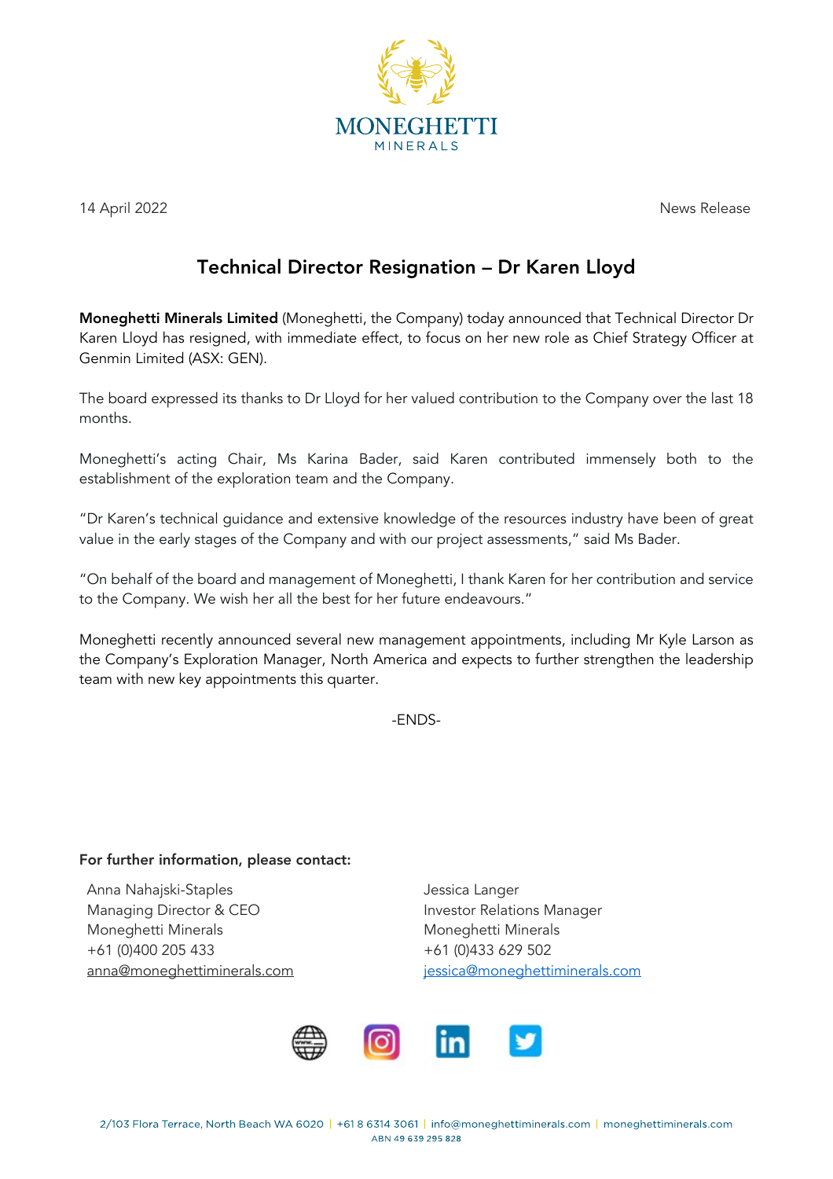MONEGHETTI MINERALS

14 April 2022

News Release

# Technical Director Resignation – Dr Karen Lloyd

**Moneghetti Minerals Limited** (Moneghetti, the Company) today announced that Technical Director Dr Karen Lloyd has resigned, with immediate effect, to focus on her new role as Chief Strategy Officer at Genmin Limited (ASX: GEN).

The board expressed its thanks to Dr Lloyd for her valued contribution to the Company over the last 18 months.

Moneghetti's acting Chair, Ms Karina Bader, said Karen contributed immensely both to the establishment of the exploration team and the Company.

"Dr Karen's technical guidance and extensive knowledge of the resources industry have been of great value in the early stages of the Company and with our project assessments," said Ms Bader.

"On behalf of the board and management of Moneghetti, I thank Karen for her contribution and service to the Company. We wish her all the best for her future endeavours."

Moneghetti recently announced several new management appointments, including Mr Kyle Larson as the Company's Exploration Manager, North America and expects to further strengthen the leadership team with new key appointments this quarter.

-ENDS-

**For further information, please contact:**

Anna Nahajski-Staples
Managing Director & CEO
Moneghetti Minerals
+61 (0)400 205 433
anna@moneghettiminerals.com

Jessica Langer
Investor Relations Manager
Moneghetti Minerals
+61 (0)433 629 502
jessica@moneghettiminerals.com

2/103 Flora Terrace, North Beach WA 6020 | +61 8 6314 3061 | info@moneghettiminerals.com | moneghettiminerals.com
ABN 49 639 295 828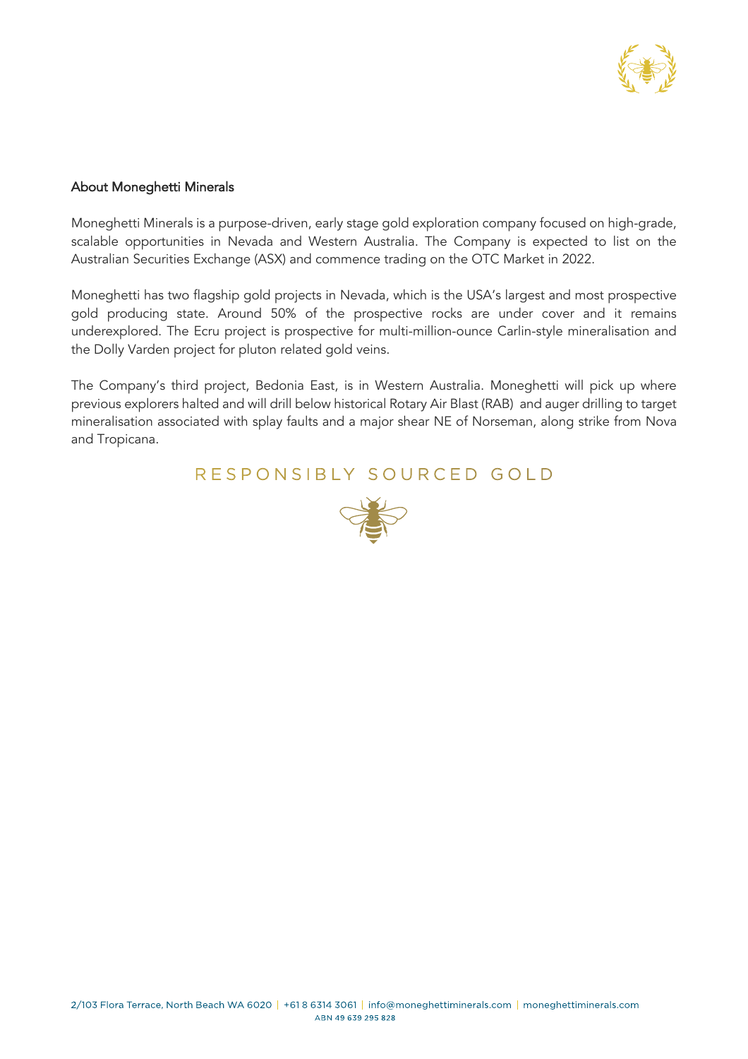## About Moneghetti Minerals

Moneghetti Minerals is a purpose-driven, early stage gold exploration company focused on high-grade, scalable opportunities in Nevada and Western Australia. The Company is expected to list on the Australian Securities Exchange (ASX) and commence trading on the OTC Market in 2022.

Moneghetti has two flagship gold projects in Nevada, which is the USA's largest and most prospective gold producing state. Around 50% of the prospective rocks are under cover and it remains underexplored. The Ecru project is prospective for multi-million-ounce Carlin-style mineralisation and the Dolly Varden project for pluton related gold veins.

The Company's third project, Bedonia East, is in Western Australia. Moneghetti will pick up where previous explorers halted and will drill below historical Rotary Air Blast (RAB) and auger drilling to target mineralisation associated with splay faults and a major shear NE of Norseman, along strike from Nova and Tropicana.

RESPONSIBLY SOURCED GOLD

2/103 Flora Terrace, North Beach WA 6020 | +61 8 6314 3061 | info@moneghettiminerals.com | moneghettiminerals.com
ABN 49 639 295 828